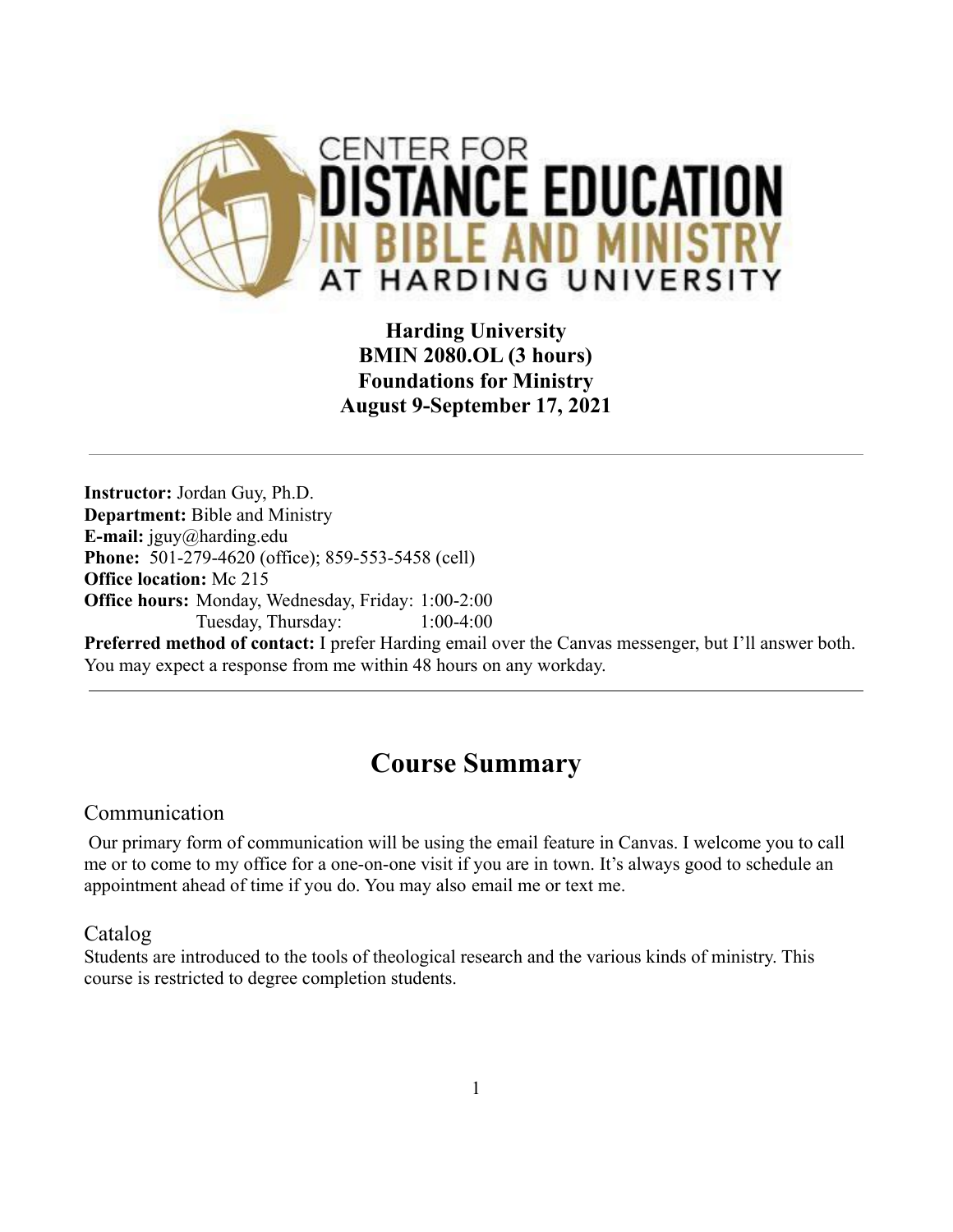CENTER FOR DISTANCE EDUCATION IN BIBLE AND MINISTRY AT HARDING UNIVERSITY

**Harding University**
**BMIN 2080.OL (3 hours)**
**Foundations for Ministry**
**August 9-September 17, 2021**

---

**Instructor:** Jordan Guy, Ph.D.
**Department:** Bible and Ministry
**E-mail:** jguy@harding.edu
**Phone:** 501-279-4620 (office); 859-553-5458 (cell)
**Office location:** Mc 215
**Office hours:** Monday, Wednesday, Friday: 1:00-2:00
Tuesday, Thursday: 1:00-4:00
**Preferred method of contact:** I prefer Harding email over the Canvas messenger, but I'll answer both. You may expect a response from me within 48 hours on any workday.

---

# Course Summary

## Communication

Our primary form of communication will be using the email feature in Canvas. I welcome you to call me or to come to my office for a one-on-one visit if you are in town. It's always good to schedule an appointment ahead of time if you do. You may also email me or text me.

## Catalog

Students are introduced to the tools of theological research and the various kinds of ministry. This course is restricted to degree completion students.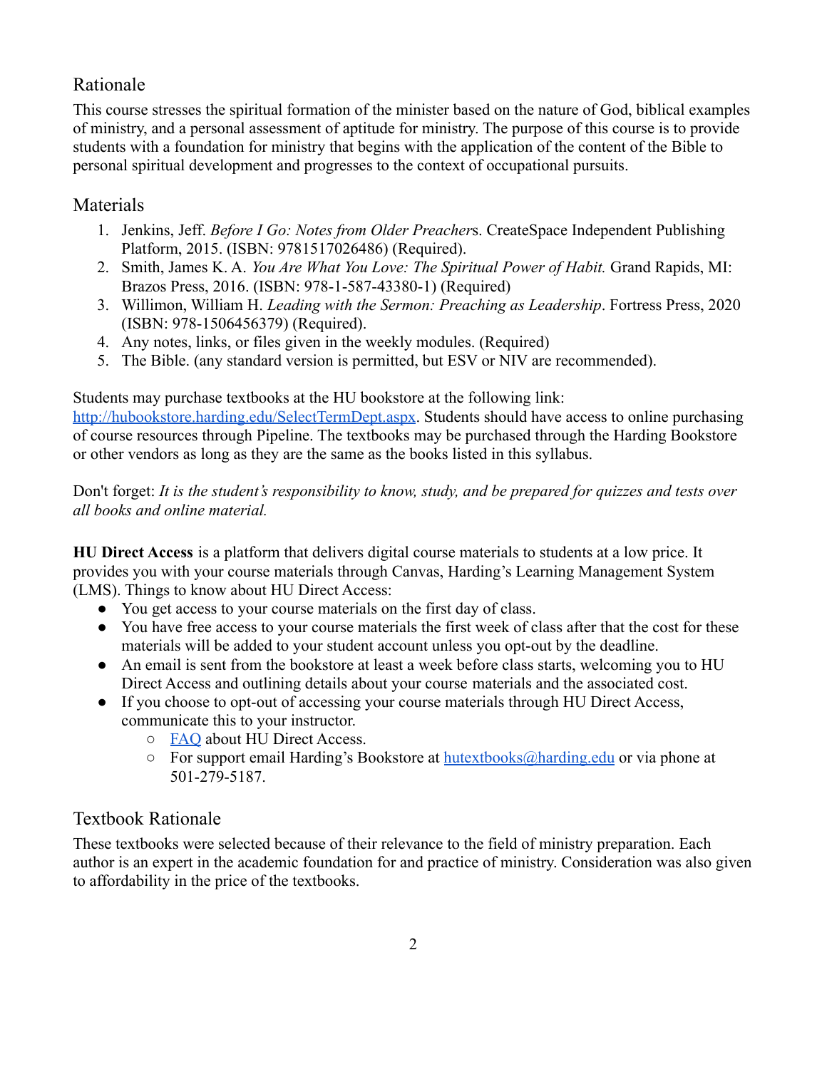## Rationale

This course stresses the spiritual formation of the minister based on the nature of God, biblical examples of ministry, and a personal assessment of aptitude for ministry. The purpose of this course is to provide students with a foundation for ministry that begins with the application of the content of the Bible to personal spiritual development and progresses to the context of occupational pursuits.

## Materials

1. Jenkins, Jeff. *Before I Go: Notes from Older Preacher*s. CreateSpace Independent Publishing Platform, 2015. (ISBN: 9781517026486) (Required).
2. Smith, James K. A. *You Are What You Love: The Spiritual Power of Habit.* Grand Rapids, MI: Brazos Press, 2016. (ISBN: 978-1-587-43380-1) (Required)
3. Willimon, William H. *Leading with the Sermon: Preaching as Leadership*. Fortress Press, 2020 (ISBN: 978-1506456379) (Required).
4. Any notes, links, or files given in the weekly modules. (Required)
5. The Bible. (any standard version is permitted, but ESV or NIV are recommended).

Students may purchase textbooks at the HU bookstore at the following link: [http://hubookstore.harding.edu/SelectTermDept.aspx](http://hubookstore.harding.edu/SelectTermDept.aspx). Students should have access to online purchasing of course resources through Pipeline. The textbooks may be purchased through the Harding Bookstore or other vendors as long as they are the same as the books listed in this syllabus.

Don't forget: *It is the student's responsibility to know, study, and be prepared for quizzes and tests over all books and online material.*

**HU Direct Access** is a platform that delivers digital course materials to students at a low price. It provides you with your course materials through Canvas, Harding's Learning Management System (LMS). Things to know about HU Direct Access:

- You get access to your course materials on the first day of class.
- You have free access to your course materials the first week of class after that the cost for these materials will be added to your student account unless you opt-out by the deadline.
- An email is sent from the bookstore at least a week before class starts, welcoming you to HU Direct Access and outlining details about your course materials and the associated cost.
- If you choose to opt-out of accessing your course materials through HU Direct Access, communicate this to your instructor.
  - FAQ about HU Direct Access.
  - For support email Harding's Bookstore at hutextbooks@harding.edu or via phone at 501-279-5187.

## Textbook Rationale

These textbooks were selected because of their relevance to the field of ministry preparation. Each author is an expert in the academic foundation for and practice of ministry. Consideration was also given to affordability in the price of the textbooks.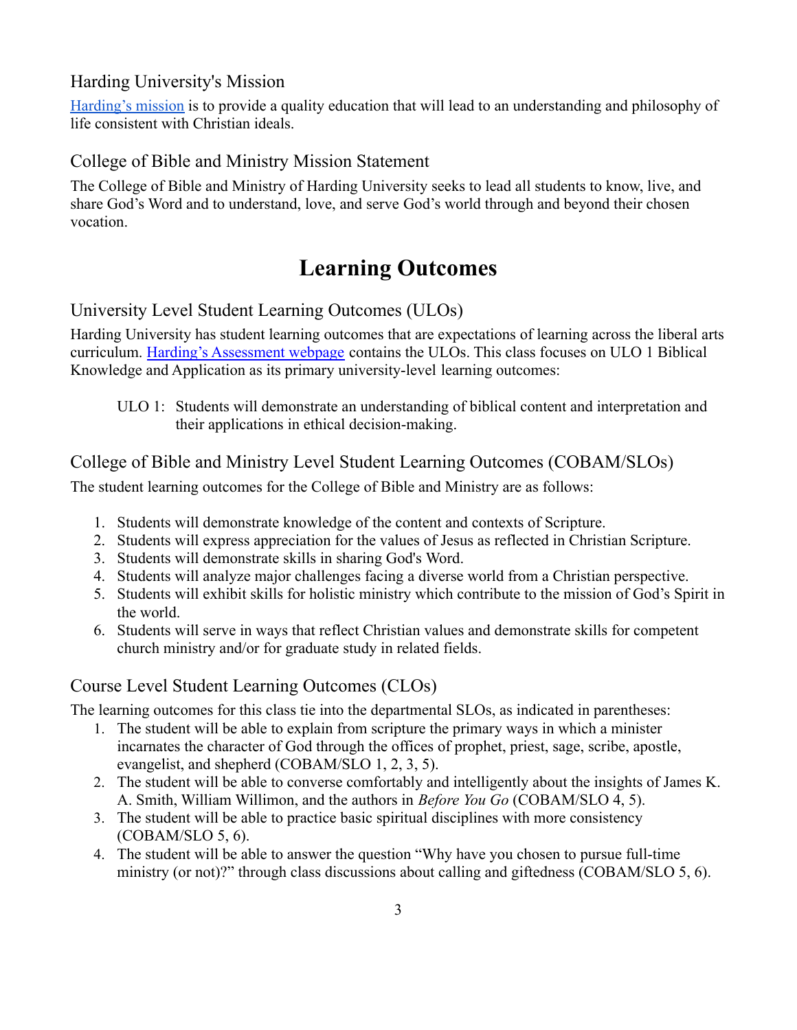## Harding University's Mission

[Harding's mission](#) is to provide a quality education that will lead to an understanding and philosophy of life consistent with Christian ideals.

## College of Bible and Ministry Mission Statement

The College of Bible and Ministry of Harding University seeks to lead all students to know, live, and share God's Word and to understand, love, and serve God's world through and beyond their chosen vocation.

# Learning Outcomes

## University Level Student Learning Outcomes (ULOs)

Harding University has student learning outcomes that are expectations of learning across the liberal arts curriculum. [Harding's Assessment webpage](#) contains the ULOs. This class focuses on ULO 1 Biblical Knowledge and Application as its primary university-level learning outcomes:

> ULO 1: Students will demonstrate an understanding of biblical content and interpretation and their applications in ethical decision-making.

## College of Bible and Ministry Level Student Learning Outcomes (COBAM/SLOs)

The student learning outcomes for the College of Bible and Ministry are as follows:

1. Students will demonstrate knowledge of the content and contexts of Scripture.
2. Students will express appreciation for the values of Jesus as reflected in Christian Scripture.
3. Students will demonstrate skills in sharing God's Word.
4. Students will analyze major challenges facing a diverse world from a Christian perspective.
5. Students will exhibit skills for holistic ministry which contribute to the mission of God's Spirit in the world.
6. Students will serve in ways that reflect Christian values and demonstrate skills for competent church ministry and/or for graduate study in related fields.

## Course Level Student Learning Outcomes (CLOs)

The learning outcomes for this class tie into the departmental SLOs, as indicated in parentheses:

1. The student will be able to explain from scripture the primary ways in which a minister incarnates the character of God through the offices of prophet, priest, sage, scribe, apostle, evangelist, and shepherd (COBAM/SLO 1, 2, 3, 5).
2. The student will be able to converse comfortably and intelligently about the insights of James K. A. Smith, William Willimon, and the authors in *Before You Go* (COBAM/SLO 4, 5).
3. The student will be able to practice basic spiritual disciplines with more consistency (COBAM/SLO 5, 6).
4. The student will be able to answer the question "Why have you chosen to pursue full-time ministry (or not)?" through class discussions about calling and giftedness (COBAM/SLO 5, 6).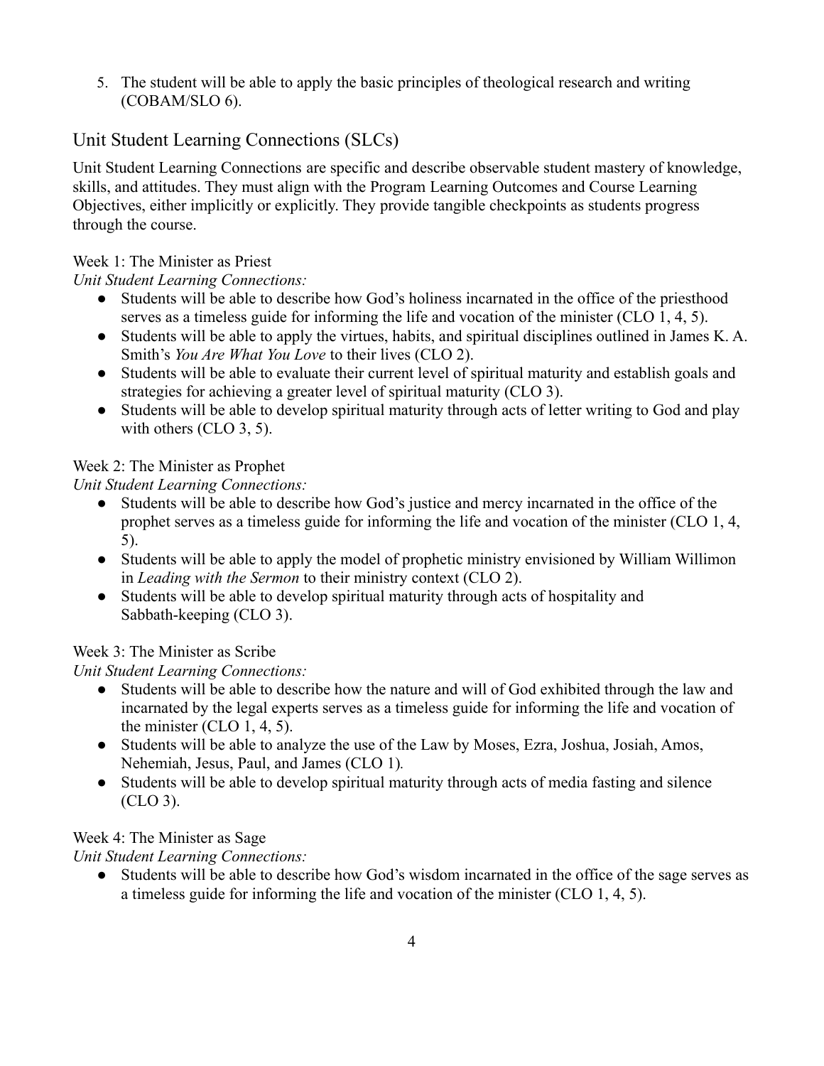5. The student will be able to apply the basic principles of theological research and writing (COBAM/SLO 6).

## Unit Student Learning Connections (SLCs)

Unit Student Learning Connections are specific and describe observable student mastery of knowledge, skills, and attitudes. They must align with the Program Learning Outcomes and Course Learning Objectives, either implicitly or explicitly. They provide tangible checkpoints as students progress through the course.

Week 1: The Minister as Priest

*Unit Student Learning Connections:*

- Students will be able to describe how God's holiness incarnated in the office of the priesthood serves as a timeless guide for informing the life and vocation of the minister (CLO 1, 4, 5).
- Students will be able to apply the virtues, habits, and spiritual disciplines outlined in James K. A. Smith's *You Are What You Love* to their lives (CLO 2).
- Students will be able to evaluate their current level of spiritual maturity and establish goals and strategies for achieving a greater level of spiritual maturity (CLO 3).
- Students will be able to develop spiritual maturity through acts of letter writing to God and play with others (CLO 3, 5).

Week 2: The Minister as Prophet

*Unit Student Learning Connections:*

- Students will be able to describe how God's justice and mercy incarnated in the office of the prophet serves as a timeless guide for informing the life and vocation of the minister (CLO 1, 4, 5).
- Students will be able to apply the model of prophetic ministry envisioned by William Willimon in *Leading with the Sermon* to their ministry context (CLO 2).
- Students will be able to develop spiritual maturity through acts of hospitality and Sabbath-keeping (CLO 3).

Week 3: The Minister as Scribe

*Unit Student Learning Connections:*

- Students will be able to describe how the nature and will of God exhibited through the law and incarnated by the legal experts serves as a timeless guide for informing the life and vocation of the minister (CLO 1, 4, 5).
- Students will be able to analyze the use of the Law by Moses, Ezra, Joshua, Josiah, Amos, Nehemiah, Jesus, Paul, and James (CLO 1).
- Students will be able to develop spiritual maturity through acts of media fasting and silence (CLO 3).

Week 4: The Minister as Sage

*Unit Student Learning Connections:*

- Students will be able to describe how God's wisdom incarnated in the office of the sage serves as a timeless guide for informing the life and vocation of the minister (CLO 1, 4, 5).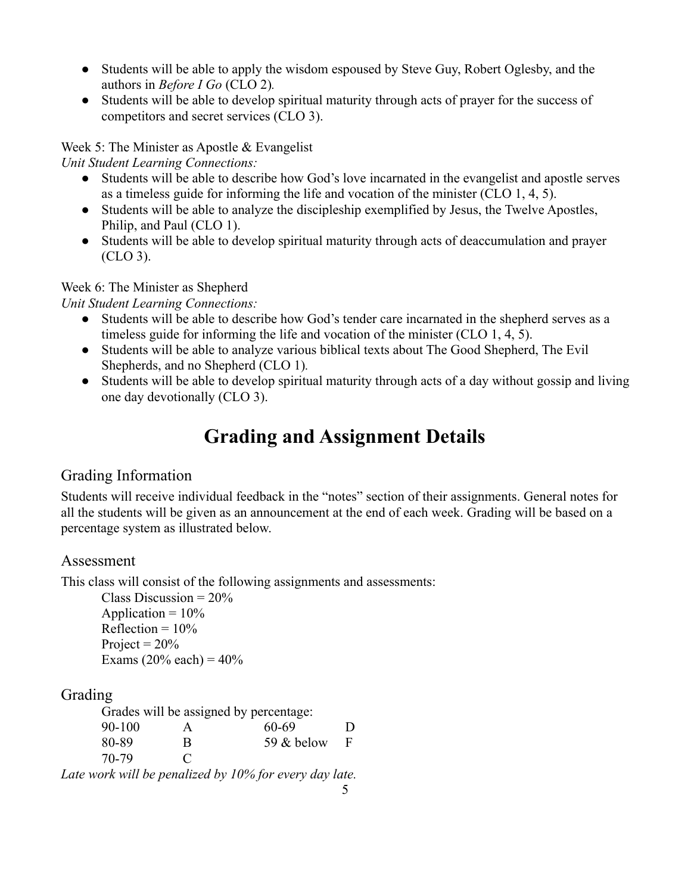- Students will be able to apply the wisdom espoused by Steve Guy, Robert Oglesby, and the authors in *Before I Go* (CLO 2).
- Students will be able to develop spiritual maturity through acts of prayer for the success of competitors and secret services (CLO 3).

Week 5: The Minister as Apostle & Evangelist

*Unit Student Learning Connections:*

- Students will be able to describe how God's love incarnated in the evangelist and apostle serves as a timeless guide for informing the life and vocation of the minister (CLO 1, 4, 5).
- Students will be able to analyze the discipleship exemplified by Jesus, the Twelve Apostles, Philip, and Paul (CLO 1).
- Students will be able to develop spiritual maturity through acts of deaccumulation and prayer (CLO 3).

Week 6: The Minister as Shepherd

*Unit Student Learning Connections:*

- Students will be able to describe how God's tender care incarnated in the shepherd serves as a timeless guide for informing the life and vocation of the minister (CLO 1, 4, 5).
- Students will be able to analyze various biblical texts about The Good Shepherd, The Evil Shepherds, and no Shepherd (CLO 1).
- Students will be able to develop spiritual maturity through acts of a day without gossip and living one day devotionally (CLO 3).

# Grading and Assignment Details

## Grading Information

Students will receive individual feedback in the "notes" section of their assignments. General notes for all the students will be given as an announcement at the end of each week. Grading will be based on a percentage system as illustrated below.

## Assessment

This class will consist of the following assignments and assessments:

Class Discussion = 20%
Application = 10%
Reflection = 10%
Project = 20%
Exams (20% each) = 40%

## Grading

Grades will be assigned by percentage:

| | | | |
|---|---|---|---|
| 90-100 | A | 60-69 | D |
| 80-89 | B | 59 & below | F |
| 70-79 | C | | |

*Late work will be penalized by 10% for every day late.*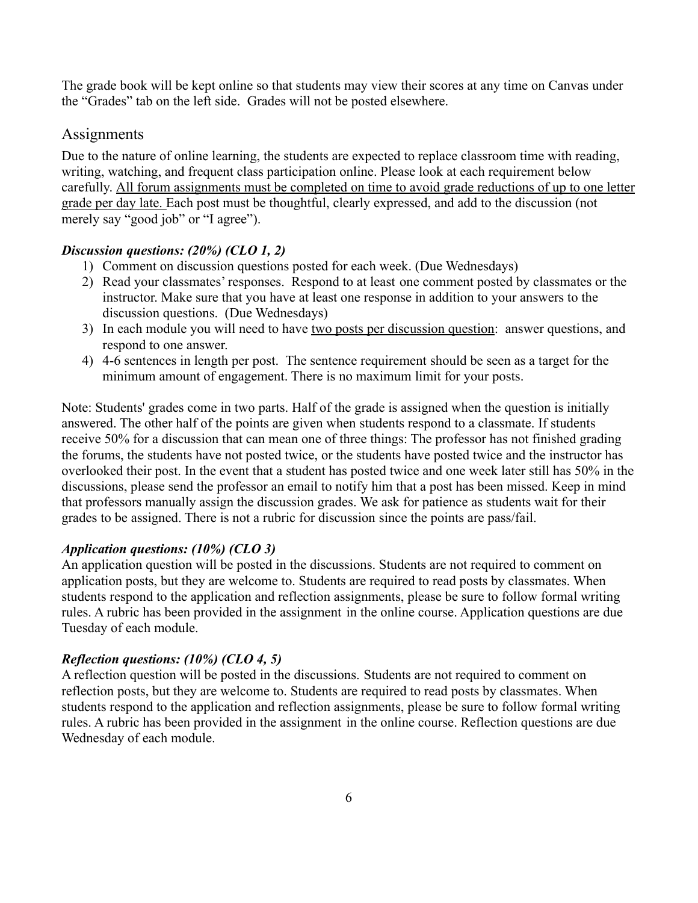The grade book will be kept online so that students may view their scores at any time on Canvas under the "Grades" tab on the left side. Grades will not be posted elsewhere.

## Assignments

Due to the nature of online learning, the students are expected to replace classroom time with reading, writing, watching, and frequent class participation online. Please look at each requirement below carefully. <u>All forum assignments must be completed on time to avoid grade reductions of up to one letter grade per day late.</u> Each post must be thoughtful, clearly expressed, and add to the discussion (not merely say "good job" or "I agree").

***Discussion questions: (20%) (CLO 1, 2)***

1) Comment on discussion questions posted for each week. (Due Wednesdays)
2) Read your classmates' responses. Respond to at least one comment posted by classmates or the instructor. Make sure that you have at least one response in addition to your answers to the discussion questions. (Due Wednesdays)
3) In each module you will need to have <u>two posts per discussion question</u>: answer questions, and respond to one answer.
4) 4-6 sentences in length per post. The sentence requirement should be seen as a target for the minimum amount of engagement. There is no maximum limit for your posts.

Note: Students' grades come in two parts. Half of the grade is assigned when the question is initially answered. The other half of the points are given when students respond to a classmate. If students receive 50% for a discussion that can mean one of three things: The professor has not finished grading the forums, the students have not posted twice, or the students have posted twice and the instructor has overlooked their post. In the event that a student has posted twice and one week later still has 50% in the discussions, please send the professor an email to notify him that a post has been missed. Keep in mind that professors manually assign the discussion grades. We ask for patience as students wait for their grades to be assigned. There is not a rubric for discussion since the points are pass/fail.

***Application questions: (10%) (CLO 3)***

An application question will be posted in the discussions. Students are not required to comment on application posts, but they are welcome to. Students are required to read posts by classmates. When students respond to the application and reflection assignments, please be sure to follow formal writing rules. A rubric has been provided in the assignment in the online course. Application questions are due Tuesday of each module.

***Reflection questions: (10%) (CLO 4, 5)***

A reflection question will be posted in the discussions. Students are not required to comment on reflection posts, but they are welcome to. Students are required to read posts by classmates. When students respond to the application and reflection assignments, please be sure to follow formal writing rules. A rubric has been provided in the assignment in the online course. Reflection questions are due Wednesday of each module.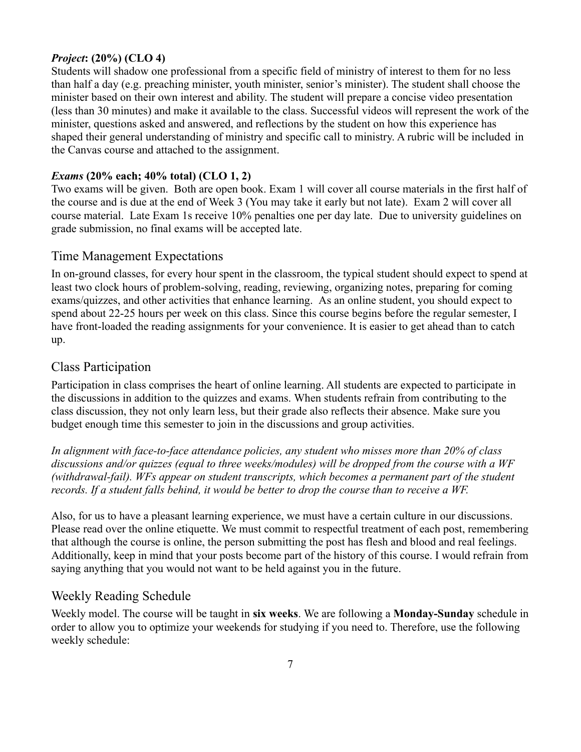***Project*: (20%) (CLO 4)**

Students will shadow one professional from a specific field of ministry of interest to them for no less than half a day (e.g. preaching minister, youth minister, senior's minister). The student shall choose the minister based on their own interest and ability. The student will prepare a concise video presentation (less than 30 minutes) and make it available to the class. Successful videos will represent the work of the minister, questions asked and answered, and reflections by the student on how this experience has shaped their general understanding of ministry and specific call to ministry. A rubric will be included in the Canvas course and attached to the assignment.

***Exams* (20% each; 40% total) (CLO 1, 2)**

Two exams will be given. Both are open book. Exam 1 will cover all course materials in the first half of the course and is due at the end of Week 3 (You may take it early but not late). Exam 2 will cover all course material. Late Exam 1s receive 10% penalties one per day late. Due to university guidelines on grade submission, no final exams will be accepted late.

## Time Management Expectations

In on-ground classes, for every hour spent in the classroom, the typical student should expect to spend at least two clock hours of problem-solving, reading, reviewing, organizing notes, preparing for coming exams/quizzes, and other activities that enhance learning. As an online student, you should expect to spend about 22-25 hours per week on this class. Since this course begins before the regular semester, I have front-loaded the reading assignments for your convenience. It is easier to get ahead than to catch up.

## Class Participation

Participation in class comprises the heart of online learning. All students are expected to participate in the discussions in addition to the quizzes and exams. When students refrain from contributing to the class discussion, they not only learn less, but their grade also reflects their absence. Make sure you budget enough time this semester to join in the discussions and group activities.

*In alignment with face-to-face attendance policies, any student who misses more than 20% of class discussions and/or quizzes (equal to three weeks/modules) will be dropped from the course with a WF (withdrawal-fail). WFs appear on student transcripts, which becomes a permanent part of the student records. If a student falls behind, it would be better to drop the course than to receive a WF.*

Also, for us to have a pleasant learning experience, we must have a certain culture in our discussions. Please read over the online etiquette. We must commit to respectful treatment of each post, remembering that although the course is online, the person submitting the post has flesh and blood and real feelings. Additionally, keep in mind that your posts become part of the history of this course. I would refrain from saying anything that you would not want to be held against you in the future.

## Weekly Reading Schedule

Weekly model. The course will be taught in **six weeks**. We are following a **Monday-Sunday** schedule in order to allow you to optimize your weekends for studying if you need to. Therefore, use the following weekly schedule: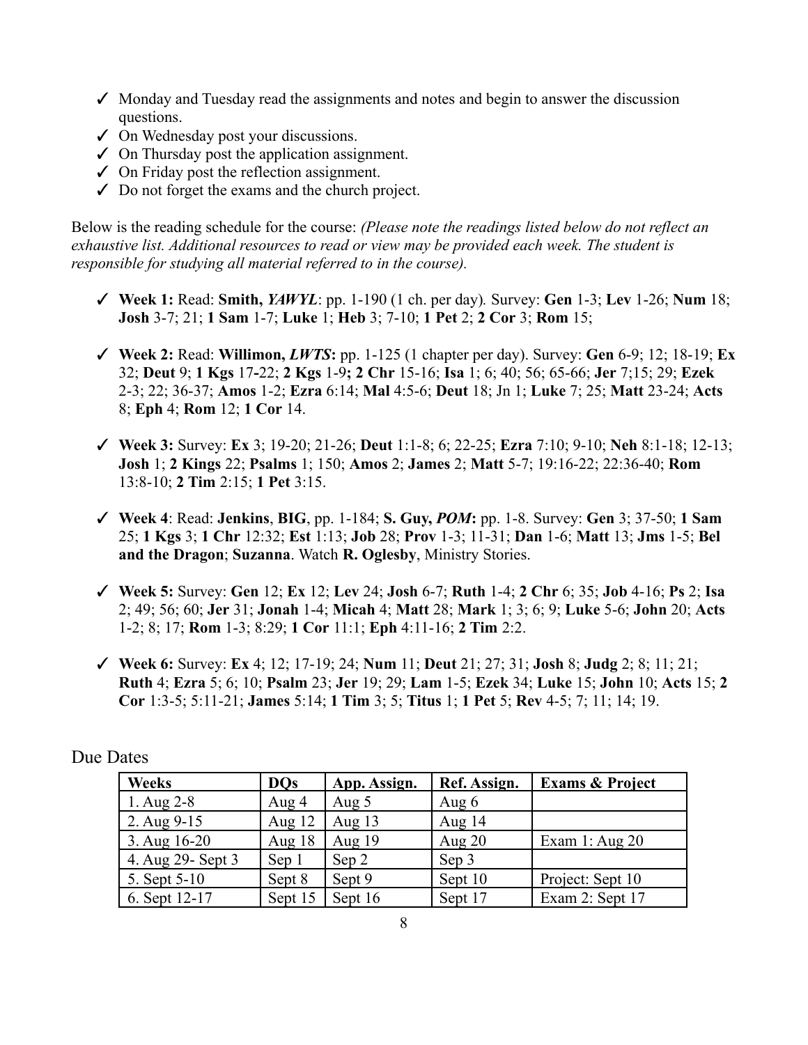- ✓ Monday and Tuesday read the assignments and notes and begin to answer the discussion questions.
- ✓ On Wednesday post your discussions.
- ✓ On Thursday post the application assignment.
- ✓ On Friday post the reflection assignment.
- ✓ Do not forget the exams and the church project.

Below is the reading schedule for the course: *(Please note the readings listed below do not reflect an exhaustive list. Additional resources to read or view may be provided each week. The student is responsible for studying all material referred to in the course).*

- ✓ **Week 1:** Read: **Smith,** ***YAWYL***: pp. 1-190 (1 ch. per day)*.* Survey: **Gen** 1-3; **Lev** 1-26; **Num** 18; **Josh** 3-7; 21; **1 Sam** 1-7; **Luke** 1; **Heb** 3; 7-10; **1 Pet** 2; **2 Cor** 3; **Rom** 15;

- ✓ **Week 2:** Read: **Willimon,** ***LWTS*****:** pp. 1-125 (1 chapter per day). Survey: **Gen** 6-9; 12; 18-19; **Ex** 32; **Deut** 9; **1 Kgs** 17-22; **2 Kgs** 1-9**; 2 Chr** 15-16; **Isa** 1; 6; 40; 56; 65-66; **Jer** 7;15; 29; **Ezek** 2-3; 22; 36-37; **Amos** 1-2; **Ezra** 6:14; **Mal** 4:5-6; **Deut** 18; Jn 1; **Luke** 7; 25; **Matt** 23-24; **Acts** 8; **Eph** 4; **Rom** 12; **1 Cor** 14.

- ✓ **Week 3:** Survey: **Ex** 3; 19-20; 21-26; **Deut** 1:1-8; 6; 22-25; **Ezra** 7:10; 9-10; **Neh** 8:1-18; 12-13; **Josh** 1; **2 Kings** 22; **Psalms** 1; 150; **Amos** 2; **James** 2; **Matt** 5-7; 19:16-22; 22:36-40; **Rom** 13:8-10; **2 Tim** 2:15; **1 Pet** 3:15.

- ✓ **Week 4**: Read: **Jenkins**, **BIG**, pp. 1-184; **S. Guy,** ***POM*****:** pp. 1-8. Survey: **Gen** 3; 37-50; **1 Sam** 25; **1 Kgs** 3; **1 Chr** 12:32; **Est** 1:13; **Job** 28; **Prov** 1-3; 11-31; **Dan** 1-6; **Matt** 13; **Jms** 1-5; **Bel and the Dragon**; **Suzanna**. Watch **R. Oglesby**, Ministry Stories.

- ✓ **Week 5:** Survey: **Gen** 12; **Ex** 12; **Lev** 24; **Josh** 6-7; **Ruth** 1-4; **2 Chr** 6; 35; **Job** 4-16; **Ps** 2; **Isa** 2; 49; 56; 60; **Jer** 31; **Jonah** 1-4; **Micah** 4; **Matt** 28; **Mark** 1; 3; 6; 9; **Luke** 5-6; **John** 20; **Acts** 1-2; 8; 17; **Rom** 1-3; 8:29; **1 Cor** 11:1; **Eph** 4:11-16; **2 Tim** 2:2.

- ✓ **Week 6:** Survey: **Ex** 4; 12; 17-19; 24; **Num** 11; **Deut** 21; 27; 31; **Josh** 8; **Judg** 2; 8; 11; 21; **Ruth** 4; **Ezra** 5; 6; 10; **Psalm** 23; **Jer** 19; 29; **Lam** 1-5; **Ezek** 34; **Luke** 15; **John** 10; **Acts** 15; **2 Cor** 1:3-5; 5:11-21; **James** 5:14; **1 Tim** 3; 5; **Titus** 1; **1 Pet** 5; **Rev** 4-5; 7; 11; 14; 19.

## Due Dates

| Weeks | DQs | App. Assign. | Ref. Assign. | Exams & Project |
|---|---|---|---|---|
| 1. Aug 2-8 | Aug 4 | Aug 5 | Aug 6 | |
| 2. Aug 9-15 | Aug 12 | Aug 13 | Aug 14 | |
| 3. Aug 16-20 | Aug 18 | Aug 19 | Aug 20 | Exam 1: Aug 20 |
| 4. Aug 29- Sept 3 | Sep 1 | Sep 2 | Sep 3 | |
| 5. Sept 5-10 | Sept 8 | Sept 9 | Sept 10 | Project: Sept 10 |
| 6. Sept 12-17 | Sept 15 | Sept 16 | Sept 17 | Exam 2: Sept 17 |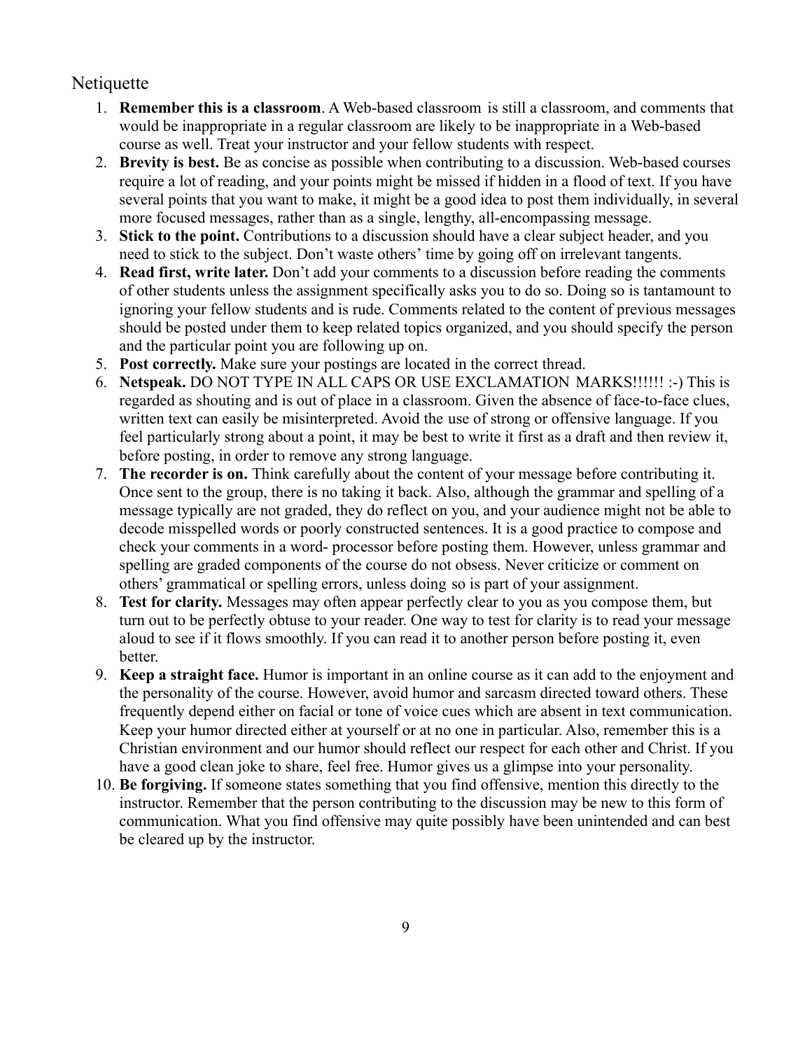## Netiquette

1. **Remember this is a classroom**. A Web-based classroom is still a classroom, and comments that would be inappropriate in a regular classroom are likely to be inappropriate in a Web-based course as well. Treat your instructor and your fellow students with respect.
2. **Brevity is best.** Be as concise as possible when contributing to a discussion. Web-based courses require a lot of reading, and your points might be missed if hidden in a flood of text. If you have several points that you want to make, it might be a good idea to post them individually, in several more focused messages, rather than as a single, lengthy, all-encompassing message.
3. **Stick to the point.** Contributions to a discussion should have a clear subject header, and you need to stick to the subject. Don't waste others' time by going off on irrelevant tangents.
4. **Read first, write later.** Don't add your comments to a discussion before reading the comments of other students unless the assignment specifically asks you to do so. Doing so is tantamount to ignoring your fellow students and is rude. Comments related to the content of previous messages should be posted under them to keep related topics organized, and you should specify the person and the particular point you are following up on.
5. **Post correctly.** Make sure your postings are located in the correct thread.
6. **Netspeak.** DO NOT TYPE IN ALL CAPS OR USE EXCLAMATION MARKS!!!!!! :-) This is regarded as shouting and is out of place in a classroom. Given the absence of face-to-face clues, written text can easily be misinterpreted. Avoid the use of strong or offensive language. If you feel particularly strong about a point, it may be best to write it first as a draft and then review it, before posting, in order to remove any strong language.
7. **The recorder is on.** Think carefully about the content of your message before contributing it. Once sent to the group, there is no taking it back. Also, although the grammar and spelling of a message typically are not graded, they do reflect on you, and your audience might not be able to decode misspelled words or poorly constructed sentences. It is a good practice to compose and check your comments in a word- processor before posting them. However, unless grammar and spelling are graded components of the course do not obsess. Never criticize or comment on others' grammatical or spelling errors, unless doing so is part of your assignment.
8. **Test for clarity.** Messages may often appear perfectly clear to you as you compose them, but turn out to be perfectly obtuse to your reader. One way to test for clarity is to read your message aloud to see if it flows smoothly. If you can read it to another person before posting it, even better.
9. **Keep a straight face.** Humor is important in an online course as it can add to the enjoyment and the personality of the course. However, avoid humor and sarcasm directed toward others. These frequently depend either on facial or tone of voice cues which are absent in text communication. Keep your humor directed either at yourself or at no one in particular. Also, remember this is a Christian environment and our humor should reflect our respect for each other and Christ. If you have a good clean joke to share, feel free. Humor gives us a glimpse into your personality.
10. **Be forgiving.** If someone states something that you find offensive, mention this directly to the instructor. Remember that the person contributing to the discussion may be new to this form of communication. What you find offensive may quite possibly have been unintended and can best be cleared up by the instructor.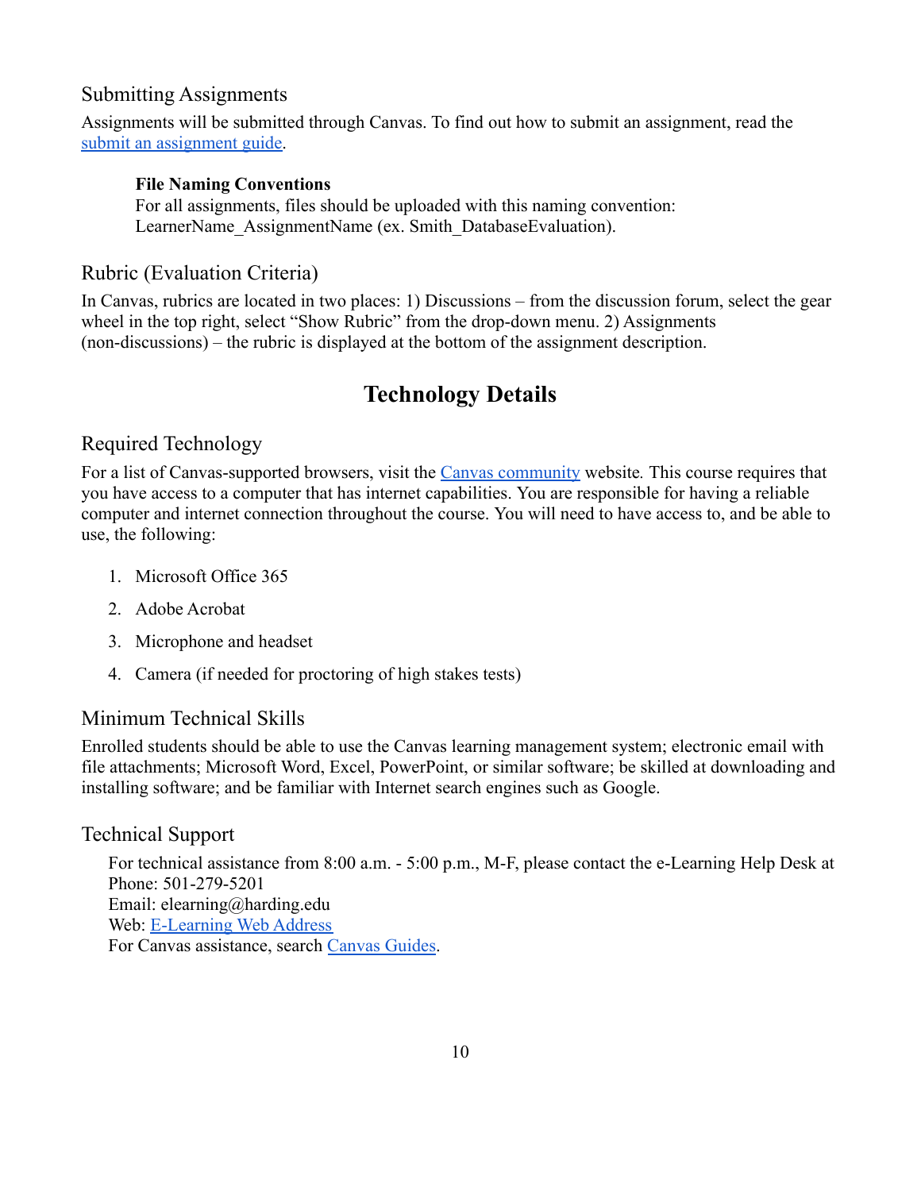### Submitting Assignments

Assignments will be submitted through Canvas. To find out how to submit an assignment, read the [submit an assignment guide](#).

> **File Naming Conventions**
> For all assignments, files should be uploaded with this naming convention: LearnerName_AssignmentName (ex. Smith_DatabaseEvaluation).

### Rubric (Evaluation Criteria)

In Canvas, rubrics are located in two places: 1) Discussions – from the discussion forum, select the gear wheel in the top right, select "Show Rubric" from the drop-down menu. 2) Assignments (non-discussions) – the rubric is displayed at the bottom of the assignment description.

## Technology Details

### Required Technology

For a list of Canvas-supported browsers, visit the [Canvas community](#) website. This course requires that you have access to a computer that has internet capabilities. You are responsible for having a reliable computer and internet connection throughout the course. You will need to have access to, and be able to use, the following:

1. Microsoft Office 365
2. Adobe Acrobat
3. Microphone and headset
4. Camera (if needed for proctoring of high stakes tests)

### Minimum Technical Skills

Enrolled students should be able to use the Canvas learning management system; electronic email with file attachments; Microsoft Word, Excel, PowerPoint, or similar software; be skilled at downloading and installing software; and be familiar with Internet search engines such as Google.

### Technical Support

For technical assistance from 8:00 a.m. - 5:00 p.m., M-F, please contact the e-Learning Help Desk at
Phone: 501-279-5201
Email: elearning@harding.edu
Web: [E-Learning Web Address](#)
For Canvas assistance, search [Canvas Guides](#).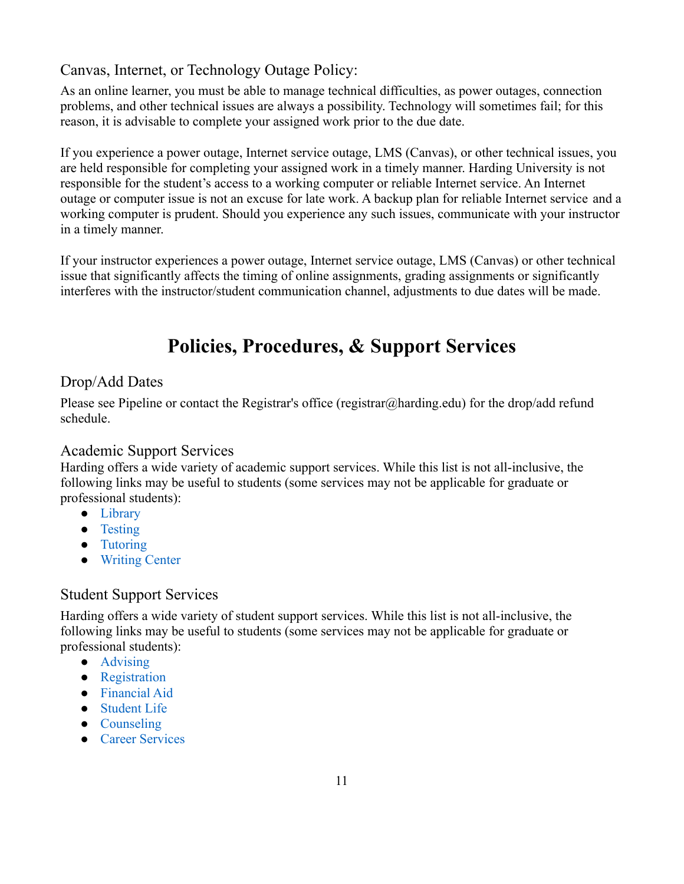### Canvas, Internet, or Technology Outage Policy:

As an online learner, you must be able to manage technical difficulties, as power outages, connection problems, and other technical issues are always a possibility. Technology will sometimes fail; for this reason, it is advisable to complete your assigned work prior to the due date.

If you experience a power outage, Internet service outage, LMS (Canvas), or other technical issues, you are held responsible for completing your assigned work in a timely manner. Harding University is not responsible for the student's access to a working computer or reliable Internet service. An Internet outage or computer issue is not an excuse for late work. A backup plan for reliable Internet service and a working computer is prudent. Should you experience any such issues, communicate with your instructor in a timely manner.

If your instructor experiences a power outage, Internet service outage, LMS (Canvas) or other technical issue that significantly affects the timing of online assignments, grading assignments or significantly interferes with the instructor/student communication channel, adjustments to due dates will be made.

# Policies, Procedures, & Support Services

### Drop/Add Dates

Please see Pipeline or contact the Registrar's office (registrar@harding.edu) for the drop/add refund schedule.

### Academic Support Services

Harding offers a wide variety of academic support services. While this list is not all-inclusive, the following links may be useful to students (some services may not be applicable for graduate or professional students):

- Library
- Testing
- Tutoring
- Writing Center

### Student Support Services

Harding offers a wide variety of student support services. While this list is not all-inclusive, the following links may be useful to students (some services may not be applicable for graduate or professional students):

- Advising
- Registration
- Financial Aid
- Student Life
- Counseling
- Career Services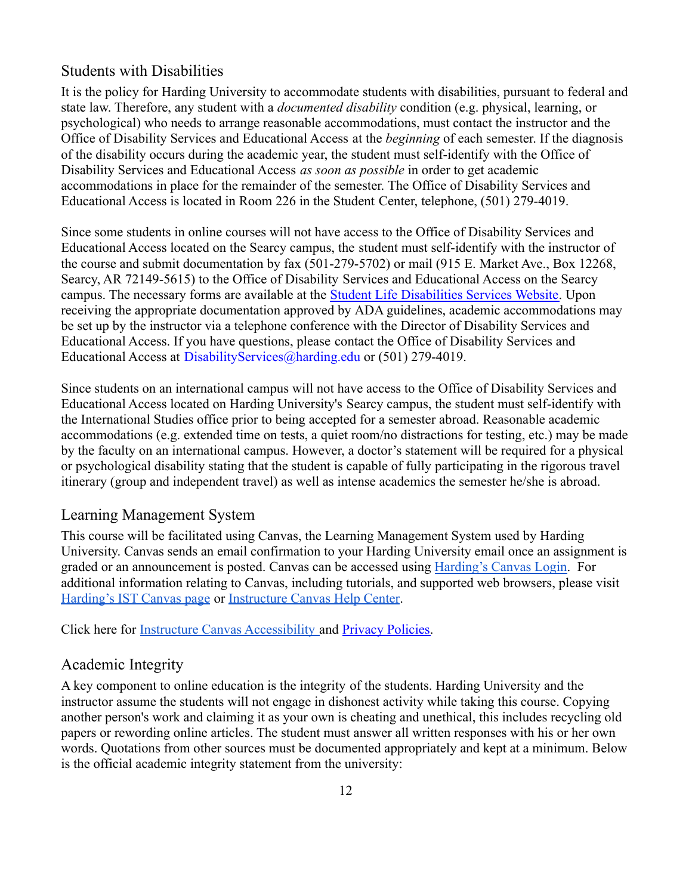## Students with Disabilities

It is the policy for Harding University to accommodate students with disabilities, pursuant to federal and state law. Therefore, any student with a *documented disability* condition (e.g. physical, learning, or psychological) who needs to arrange reasonable accommodations, must contact the instructor and the Office of Disability Services and Educational Access at the *beginning* of each semester. If the diagnosis of the disability occurs during the academic year, the student must self-identify with the Office of Disability Services and Educational Access *as soon as possible* in order to get academic accommodations in place for the remainder of the semester. The Office of Disability Services and Educational Access is located in Room 226 in the Student Center, telephone, (501) 279-4019.

Since some students in online courses will not have access to the Office of Disability Services and Educational Access located on the Searcy campus, the student must self-identify with the instructor of the course and submit documentation by fax (501-279-5702) or mail (915 E. Market Ave., Box 12268, Searcy, AR 72149-5615) to the Office of Disability Services and Educational Access on the Searcy campus. The necessary forms are available at the Student Life Disabilities Services Website. Upon receiving the appropriate documentation approved by ADA guidelines, academic accommodations may be set up by the instructor via a telephone conference with the Director of Disability Services and Educational Access. If you have questions, please contact the Office of Disability Services and Educational Access at DisabilityServices@harding.edu or (501) 279-4019.

Since students on an international campus will not have access to the Office of Disability Services and Educational Access located on Harding University's Searcy campus, the student must self-identify with the International Studies office prior to being accepted for a semester abroad. Reasonable academic accommodations (e.g. extended time on tests, a quiet room/no distractions for testing, etc.) may be made by the faculty on an international campus. However, a doctor's statement will be required for a physical or psychological disability stating that the student is capable of fully participating in the rigorous travel itinerary (group and independent travel) as well as intense academics the semester he/she is abroad.

## Learning Management System

This course will be facilitated using Canvas, the Learning Management System used by Harding University. Canvas sends an email confirmation to your Harding University email once an assignment is graded or an announcement is posted. Canvas can be accessed using Harding's Canvas Login. For additional information relating to Canvas, including tutorials, and supported web browsers, please visit Harding's IST Canvas page or Instructure Canvas Help Center.

Click here for Instructure Canvas Accessibility and Privacy Policies.

## Academic Integrity

A key component to online education is the integrity of the students. Harding University and the instructor assume the students will not engage in dishonest activity while taking this course. Copying another person's work and claiming it as your own is cheating and unethical, this includes recycling old papers or rewording online articles. The student must answer all written responses with his or her own words. Quotations from other sources must be documented appropriately and kept at a minimum. Below is the official academic integrity statement from the university: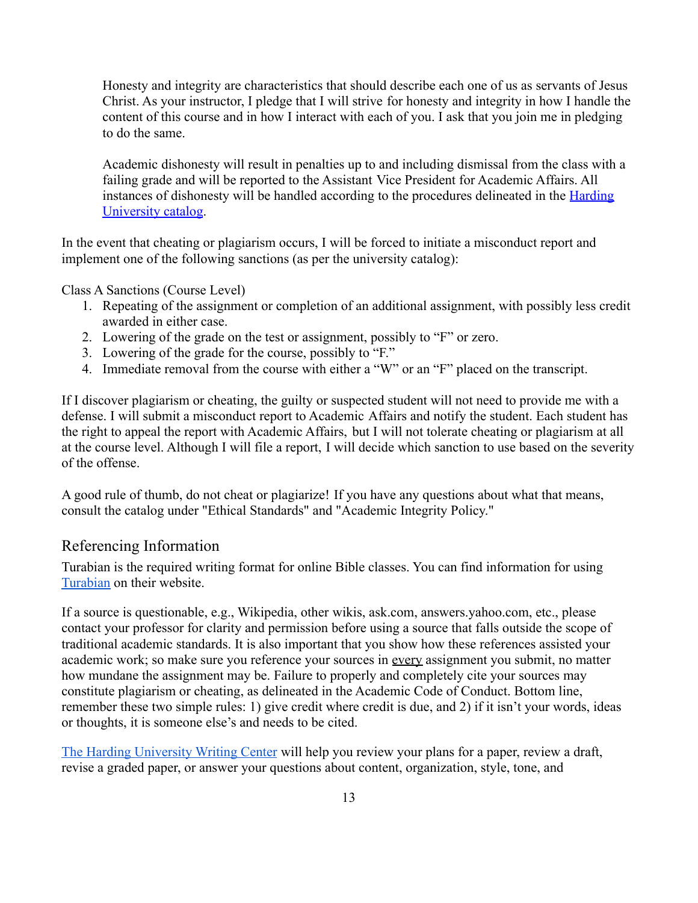Honesty and integrity are characteristics that should describe each one of us as servants of Jesus Christ. As your instructor, I pledge that I will strive for honesty and integrity in how I handle the content of this course and in how I interact with each of you. I ask that you join me in pledging to do the same.

Academic dishonesty will result in penalties up to and including dismissal from the class with a failing grade and will be reported to the Assistant Vice President for Academic Affairs. All instances of dishonesty will be handled according to the procedures delineated in the [Harding University catalog](#).

In the event that cheating or plagiarism occurs, I will be forced to initiate a misconduct report and implement one of the following sanctions (as per the university catalog):

Class A Sanctions (Course Level)

1. Repeating of the assignment or completion of an additional assignment, with possibly less credit awarded in either case.
2. Lowering of the grade on the test or assignment, possibly to "F" or zero.
3. Lowering of the grade for the course, possibly to "F."
4. Immediate removal from the course with either a "W" or an "F" placed on the transcript.

If I discover plagiarism or cheating, the guilty or suspected student will not need to provide me with a defense. I will submit a misconduct report to Academic Affairs and notify the student. Each student has the right to appeal the report with Academic Affairs, but I will not tolerate cheating or plagiarism at all at the course level. Although I will file a report, I will decide which sanction to use based on the severity of the offense.

A good rule of thumb, do not cheat or plagiarize! If you have any questions about what that means, consult the catalog under "Ethical Standards" and "Academic Integrity Policy."

## Referencing Information

Turabian is the required writing format for online Bible classes. You can find information for using [Turabian](#) on their website.

If a source is questionable, e.g., Wikipedia, other wikis, ask.com, answers.yahoo.com, etc., please contact your professor for clarity and permission before using a source that falls outside the scope of traditional academic standards. It is also important that you show how these references assisted your academic work; so make sure you reference your sources in <u>every</u> assignment you submit, no matter how mundane the assignment may be. Failure to properly and completely cite your sources may constitute plagiarism or cheating, as delineated in the Academic Code of Conduct. Bottom line, remember these two simple rules: 1) give credit where credit is due, and 2) if it isn't your words, ideas or thoughts, it is someone else's and needs to be cited.

[The Harding University Writing Center](#) will help you review your plans for a paper, review a draft, revise a graded paper, or answer your questions about content, organization, style, tone, and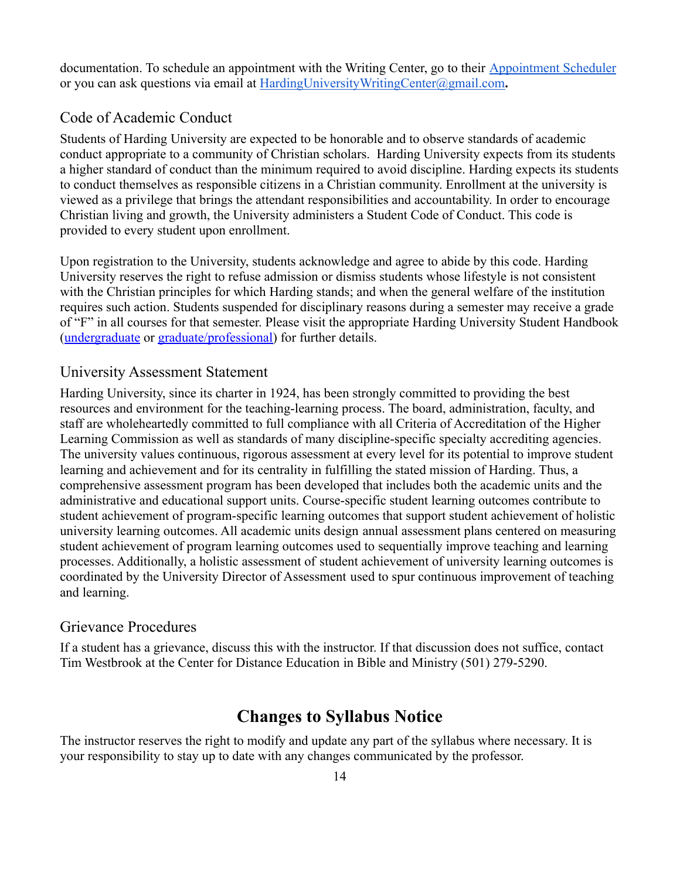documentation. To schedule an appointment with the Writing Center, go to their Appointment Scheduler or you can ask questions via email at HardingUniversityWritingCenter@gmail.com**.**

### Code of Academic Conduct

Students of Harding University are expected to be honorable and to observe standards of academic conduct appropriate to a community of Christian scholars. Harding University expects from its students a higher standard of conduct than the minimum required to avoid discipline. Harding expects its students to conduct themselves as responsible citizens in a Christian community. Enrollment at the university is viewed as a privilege that brings the attendant responsibilities and accountability. In order to encourage Christian living and growth, the University administers a Student Code of Conduct. This code is provided to every student upon enrollment.

Upon registration to the University, students acknowledge and agree to abide by this code. Harding University reserves the right to refuse admission or dismiss students whose lifestyle is not consistent with the Christian principles for which Harding stands; and when the general welfare of the institution requires such action. Students suspended for disciplinary reasons during a semester may receive a grade of "F" in all courses for that semester. Please visit the appropriate Harding University Student Handbook (undergraduate or graduate/professional) for further details.

### University Assessment Statement

Harding University, since its charter in 1924, has been strongly committed to providing the best resources and environment for the teaching-learning process. The board, administration, faculty, and staff are wholeheartedly committed to full compliance with all Criteria of Accreditation of the Higher Learning Commission as well as standards of many discipline-specific specialty accrediting agencies. The university values continuous, rigorous assessment at every level for its potential to improve student learning and achievement and for its centrality in fulfilling the stated mission of Harding. Thus, a comprehensive assessment program has been developed that includes both the academic units and the administrative and educational support units. Course-specific student learning outcomes contribute to student achievement of program-specific learning outcomes that support student achievement of holistic university learning outcomes. All academic units design annual assessment plans centered on measuring student achievement of program learning outcomes used to sequentially improve teaching and learning processes. Additionally, a holistic assessment of student achievement of university learning outcomes is coordinated by the University Director of Assessment used to spur continuous improvement of teaching and learning.

### Grievance Procedures

If a student has a grievance, discuss this with the instructor. If that discussion does not suffice, contact Tim Westbrook at the Center for Distance Education in Bible and Ministry (501) 279-5290.

## Changes to Syllabus Notice

The instructor reserves the right to modify and update any part of the syllabus where necessary. It is your responsibility to stay up to date with any changes communicated by the professor.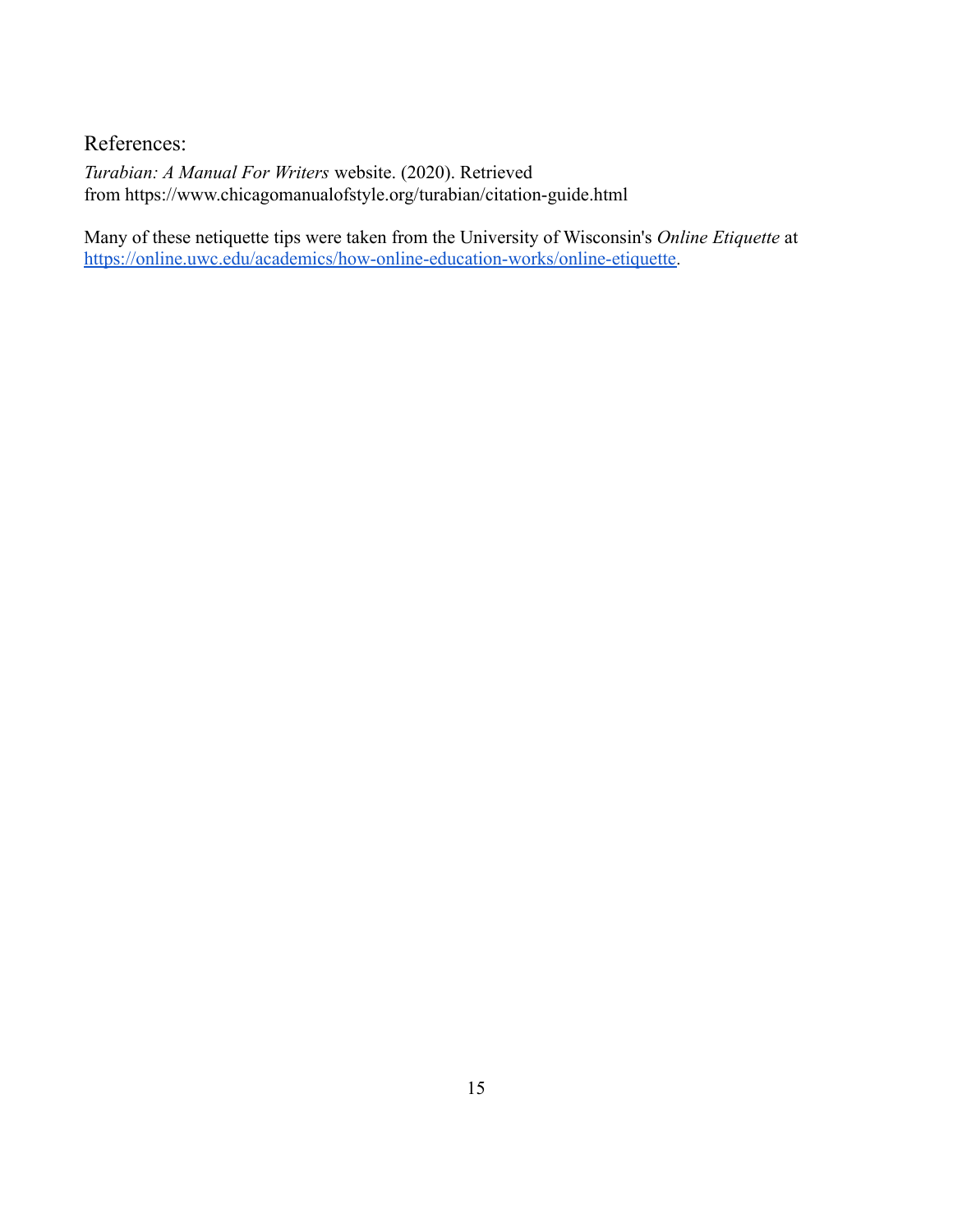## References:

*Turabian: A Manual For Writers* website. (2020). Retrieved from https://www.chicagomanualofstyle.org/turabian/citation-guide.html

Many of these netiquette tips were taken from the University of Wisconsin's *Online Etiquette* at [https://online.uwc.edu/academics/how-online-education-works/online-etiquette](https://online.uwc.edu/academics/how-online-education-works/online-etiquette).